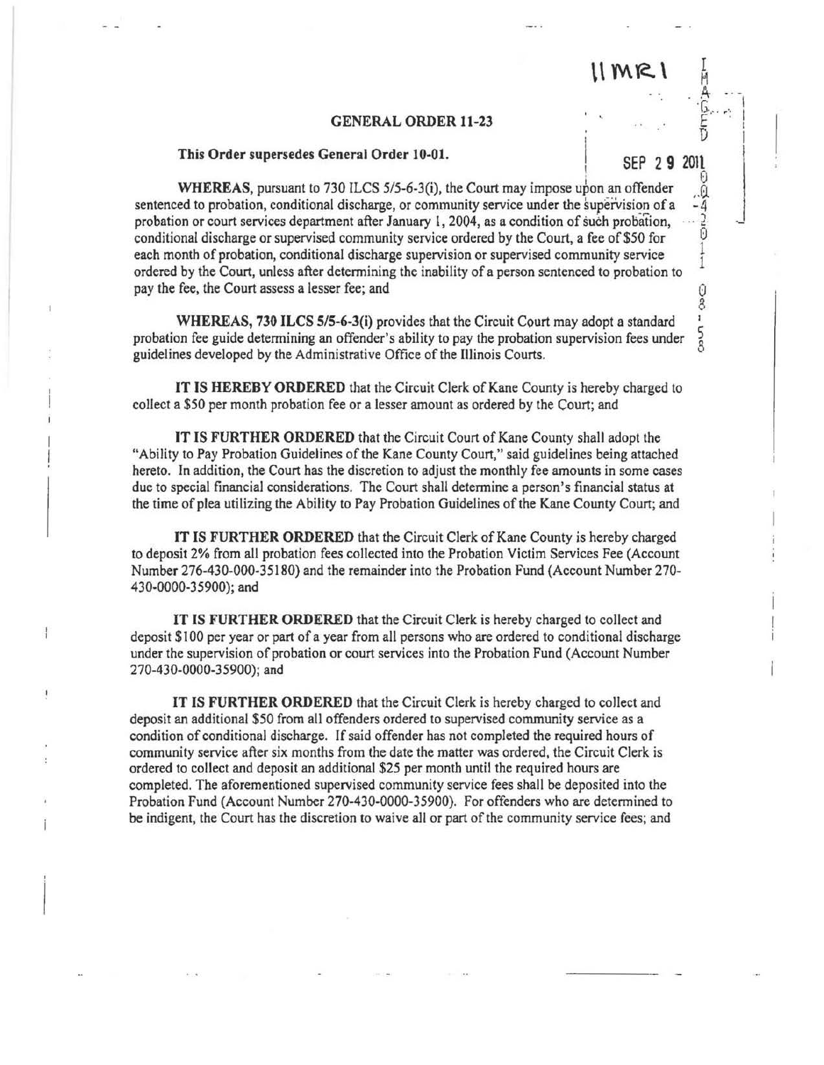11MR1

SEP 29 2011

## GENERAL ORDER 11-23

**This Order supersedes General Order 10-01.**

**WHEREAS**, pursuant to 730 ILCS 5/5-6-3(i), the Court may impose upon an offender sentenced to probation, conditional discharge, or community service under the supervision of a probation or court services department after January 1, 2004, as a condition of such probation, conditional discharge or supervised community service ordered by the Court, a fee of $50 for each month of probation, conditional discharge supervision or supervised community service ordered by the Court, unless after determining the inability of a person sentenced to probation to pay the fee, the Court assess a lesser fee; and

**WHEREAS, 730 ILCS 5/5-6-3(i)** provides that the Circuit Court may adopt a standard probation fee guide determining an offender's ability to pay the probation supervision fees under guidelines developed by the Administrative Office of the Illinois Courts.

**IT IS HEREBY ORDERED** that the Circuit Clerk of Kane County is hereby charged to collect a $50 per month probation fee or a lesser amount as ordered by the Court; and

**IT IS FURTHER ORDERED** that the Circuit Court of Kane County shall adopt the "Ability to Pay Probation Guidelines of the Kane County Court," said guidelines being attached hereto. In addition, the Court has the discretion to adjust the monthly fee amounts in some cases due to special financial considerations. The Court shall determine a person's financial status at the time of plea utilizing the Ability to Pay Probation Guidelines of the Kane County Court; and

**IT IS FURTHER ORDERED** that the Circuit Clerk of Kane County is hereby charged to deposit 2% from all probation fees collected into the Probation Victim Services Fee (Account Number 276-430-000-35180) and the remainder into the Probation Fund (Account Number 270-430-0000-35900); and

**IT IS FURTHER ORDERED** that the Circuit Clerk is hereby charged to collect and deposit $100 per year or part of a year from all persons who are ordered to conditional discharge under the supervision of probation or court services into the Probation Fund (Account Number 270-430-0000-35900); and

**IT IS FURTHER ORDERED** that the Circuit Clerk is hereby charged to collect and deposit an additional $50 from all offenders ordered to supervised community service as a condition of conditional discharge. If said offender has not completed the required hours of community service after six months from the date the matter was ordered, the Circuit Clerk is ordered to collect and deposit an additional $25 per month until the required hours are completed. The aforementioned supervised community service fees shall be deposited into the Probation Fund (Account Number 270-430-0000-35900). For offenders who are determined to be indigent, the Court has the discretion to waive all or part of the community service fees; and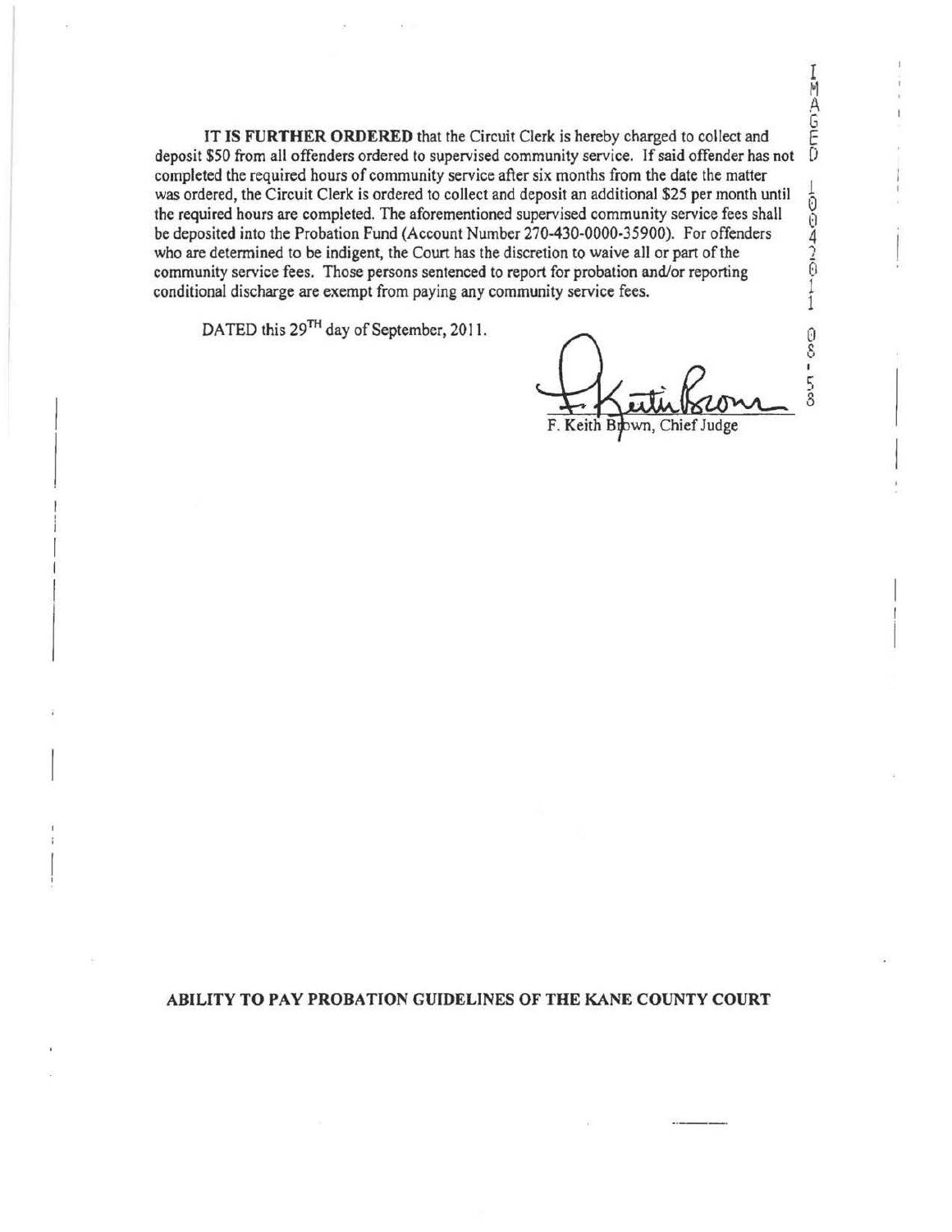**IT IS FURTHER ORDERED** that the Circuit Clerk is hereby charged to collect and deposit $50 from all offenders ordered to supervised community service. If said offender has not completed the required hours of community service after six months from the date the matter was ordered, the Circuit Clerk is ordered to collect and deposit an additional $25 per month until the required hours are completed. The aforementioned supervised community service fees shall be deposited into the Probation Fund (Account Number 270-430-0000-35900). For offenders who are determined to be indigent, the Court has the discretion to waive all or part of the community service fees. Those persons sentenced to report for probation and/or reporting conditional discharge are exempt from paying any community service fees.

DATED this 29TH day of September, 2011.

F. Keith Brown, Chief Judge

IMAGED 10042011 08:53

**ABILITY TO PAY PROBATION GUIDELINES OF THE KANE COUNTY COURT**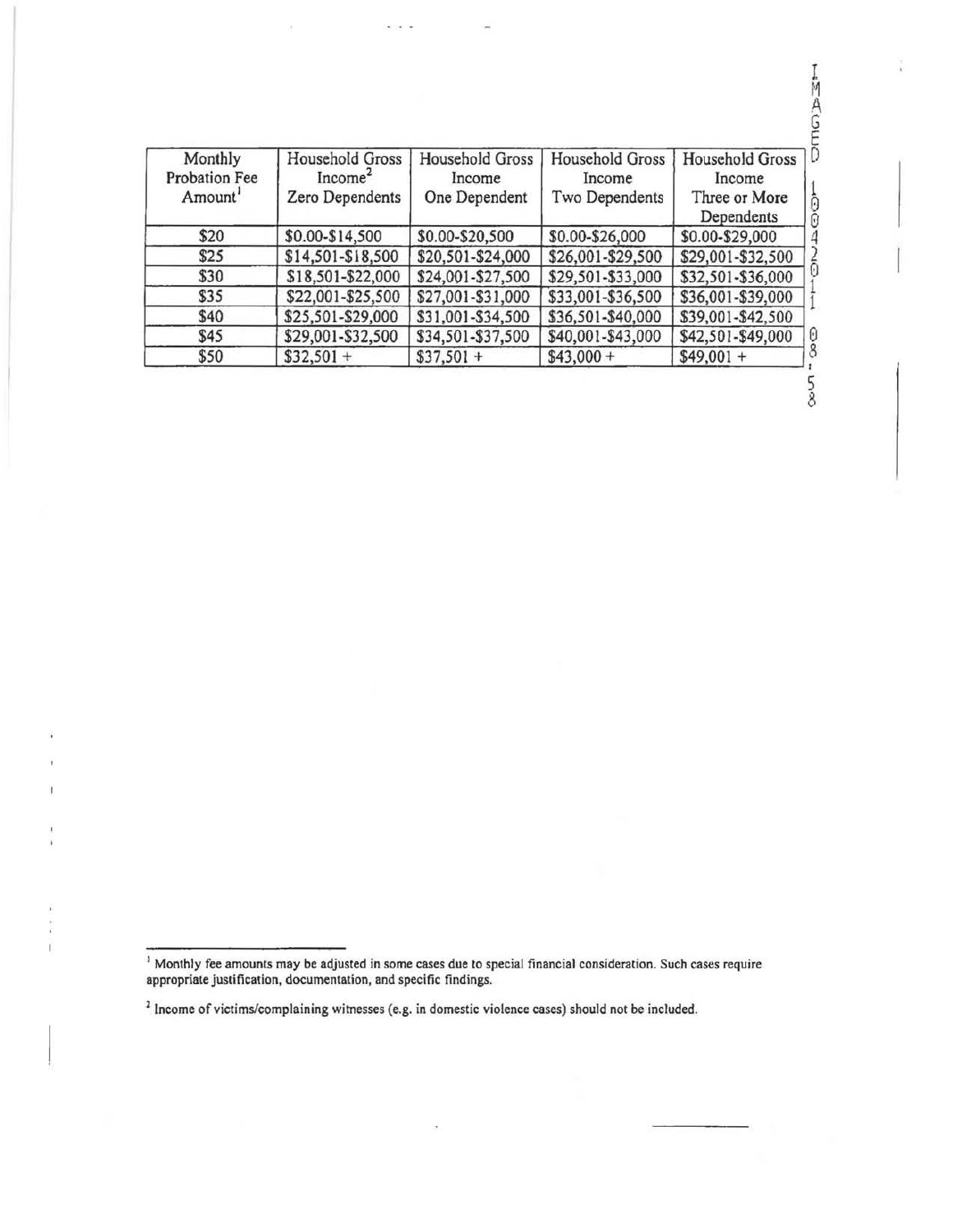| Monthly Probation Fee Amount[1] | Household Gross Income[2] Zero Dependents | Household Gross Income One Dependent | Household Gross Income Two Dependents | Household Gross Income Three or More Dependents |
|---|---|---|---|---|
| $20 | $0.00-$14,500 | $0.00-$20,500 | $0.00-$26,000 | $0.00-$29,000 |
| $25 | $14,501-$18,500 | $20,501-$24,000 | $26,001-$29,500 | $29,001-$32,500 |
| $30 | $18,501-$22,000 | $24,001-$27,500 | $29,501-$33,000 | $32,501-$36,000 |
| $35 | $22,001-$25,500 | $27,001-$31,000 | $33,001-$36,500 | $36,001-$39,000 |
| $40 | $25,501-$29,000 | $31,001-$34,500 | $36,501-$40,000 | $39,001-$42,500 |
| $45 | $29,001-$32,500 | $34,501-$37,500 | $40,001-$43,000 | $42,501-$49,000 |
| $50 | $32,501 + | $37,501 + | $43,000 + | $49,001 + |

[1] Monthly fee amounts may be adjusted in some cases due to special financial consideration. Such cases require appropriate justification, documentation, and specific findings.

[2] Income of victims/complaining witnesses (e.g. in domestic violence cases) should not be included.